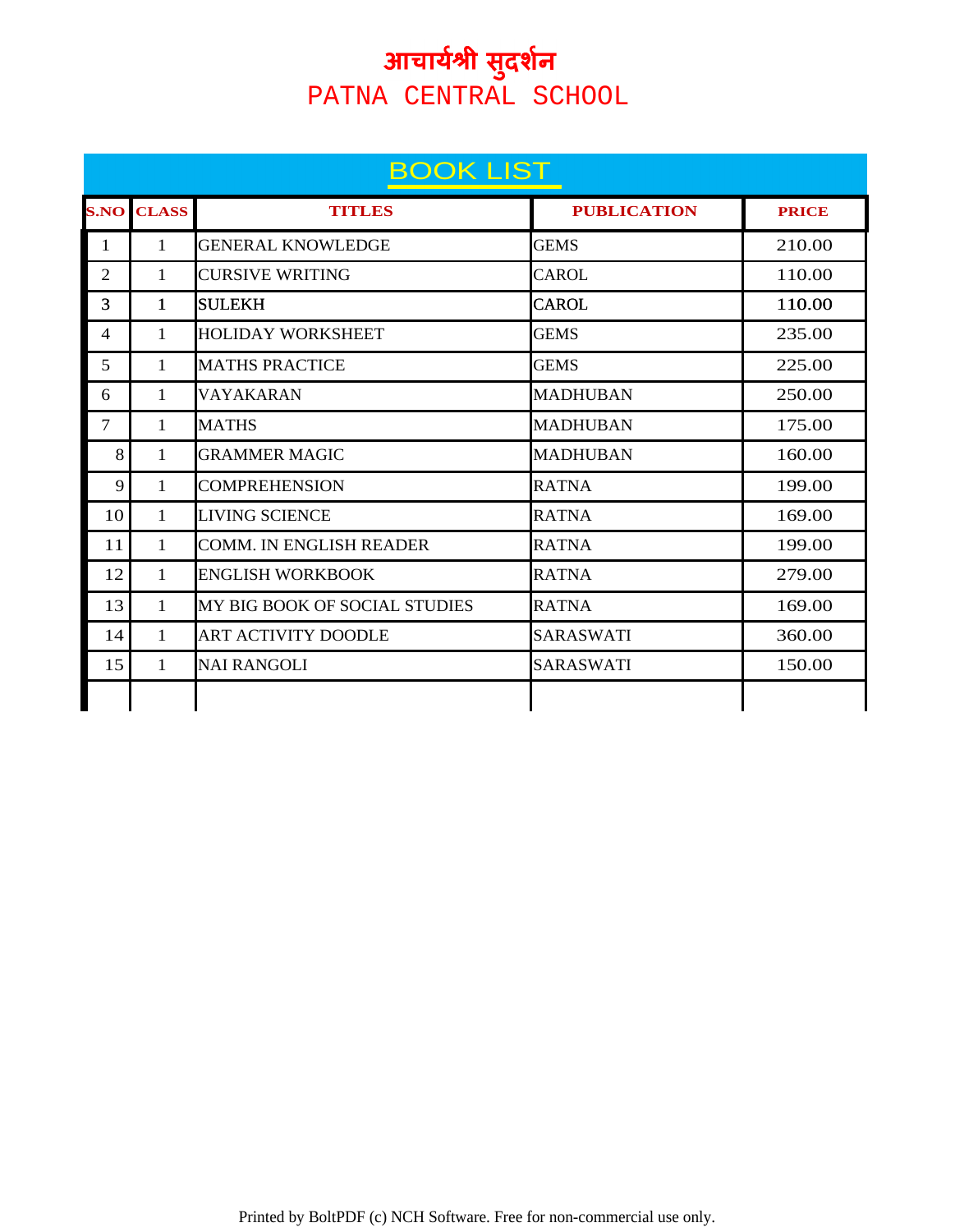# आचार्यश्री सुदर्शन
# PATNA CENTRAL SCHOOL

## BOOK LIST

| S.NO | CLASS | TITLES | PUBLICATION | PRICE |
|---|---|---|---|---|
| 1 | 1 | GENERAL KNOWLEDGE | GEMS | 210.00 |
| 2 | 1 | CURSIVE WRITING | CAROL | 110.00 |
| 3 | 1 | SULEKH | CAROL | 110.00 |
| 4 | 1 | HOLIDAY WORKSHEET | GEMS | 235.00 |
| 5 | 1 | MATHS PRACTICE | GEMS | 225.00 |
| 6 | 1 | VAYAKARAN | MADHUBAN | 250.00 |
| 7 | 1 | MATHS | MADHUBAN | 175.00 |
| 8 | 1 | GRAMMER MAGIC | MADHUBAN | 160.00 |
| 9 | 1 | COMPREHENSION | RATNA | 199.00 |
| 10 | 1 | LIVING SCIENCE | RATNA | 169.00 |
| 11 | 1 | COMM. IN ENGLISH READER | RATNA | 199.00 |
| 12 | 1 | ENGLISH WORKBOOK | RATNA | 279.00 |
| 13 | 1 | MY BIG BOOK OF SOCIAL STUDIES | RATNA | 169.00 |
| 14 | 1 | ART ACTIVITY DOODLE | SARASWATI | 360.00 |
| 15 | 1 | NAI RANGOLI | SARASWATI | 150.00 |
| | | | | |

Printed by BoltPDF (c) NCH Software. Free for non-commercial use only.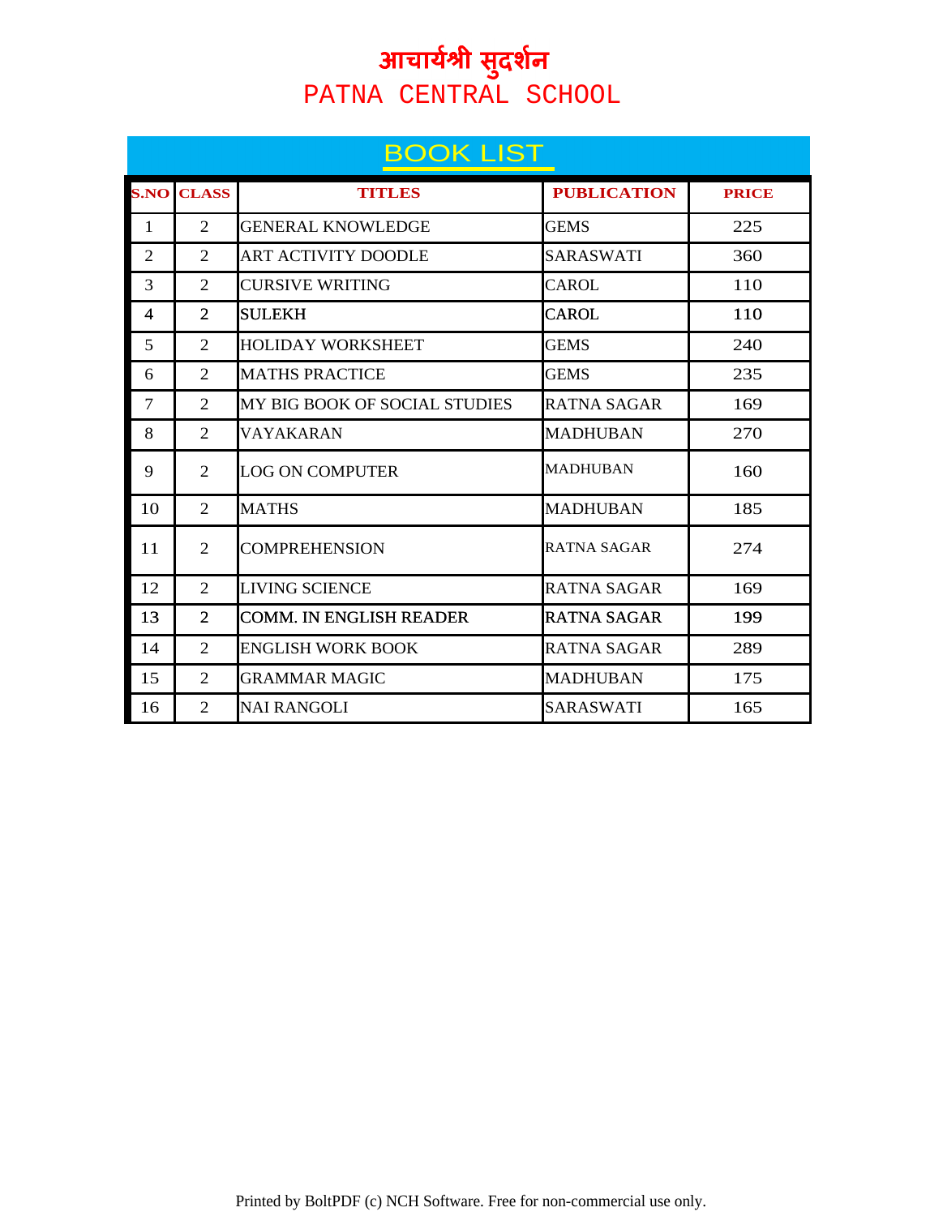# आचार्यश्री सुदर्शन
# PATNA CENTRAL SCHOOL

## BOOK LIST

| S.NO | CLASS | TITLES | PUBLICATION | PRICE |
|---|---|---|---|---|
| 1 | 2 | GENERAL KNOWLEDGE | GEMS | 225 |
| 2 | 2 | ART ACTIVITY DOODLE | SARASWATI | 360 |
| 3 | 2 | CURSIVE WRITING | CAROL | 110 |
| 4 | 2 | SULEKH | CAROL | 110 |
| 5 | 2 | HOLIDAY WORKSHEET | GEMS | 240 |
| 6 | 2 | MATHS PRACTICE | GEMS | 235 |
| 7 | 2 | MY BIG BOOK OF SOCIAL STUDIES | RATNA SAGAR | 169 |
| 8 | 2 | VAYAKARAN | MADHUBAN | 270 |
| 9 | 2 | LOG ON COMPUTER | MADHUBAN | 160 |
| 10 | 2 | MATHS | MADHUBAN | 185 |
| 11 | 2 | COMPREHENSION | RATNA SAGAR | 274 |
| 12 | 2 | LIVING SCIENCE | RATNA SAGAR | 169 |
| 13 | 2 | COMM. IN ENGLISH READER | RATNA SAGAR | 199 |
| 14 | 2 | ENGLISH WORK BOOK | RATNA SAGAR | 289 |
| 15 | 2 | GRAMMAR MAGIC | MADHUBAN | 175 |
| 16 | 2 | NAI RANGOLI | SARASWATI | 165 |

Printed by BoltPDF (c) NCH Software. Free for non-commercial use only.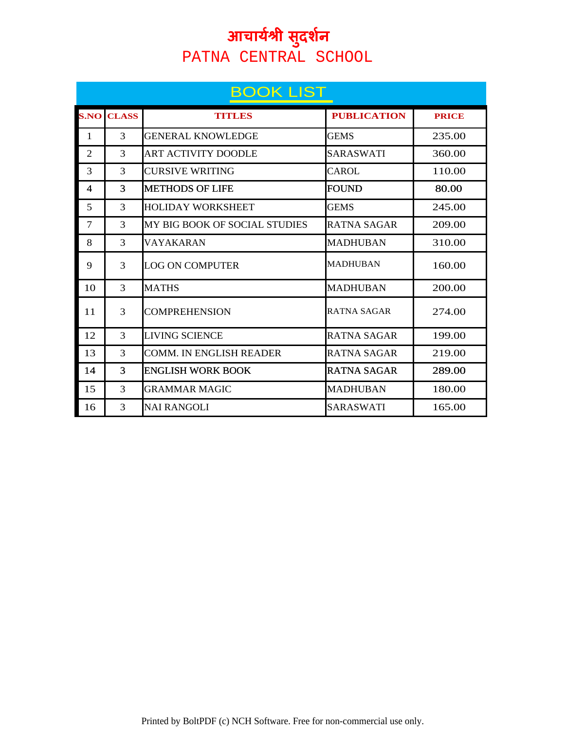# आचार्यश्री सुदर्शन
# PATNA CENTRAL SCHOOL

## BOOK LIST

| S.NO | CLASS | TITLES | PUBLICATION | PRICE |
|---|---|---|---|---|
| 1 | 3 | GENERAL KNOWLEDGE | GEMS | 235.00 |
| 2 | 3 | ART ACTIVITY DOODLE | SARASWATI | 360.00 |
| 3 | 3 | CURSIVE WRITING | CAROL | 110.00 |
| 4 | 3 | METHODS OF LIFE | FOUND | 80.00 |
| 5 | 3 | HOLIDAY WORKSHEET | GEMS | 245.00 |
| 7 | 3 | MY BIG BOOK OF SOCIAL STUDIES | RATNA SAGAR | 209.00 |
| 8 | 3 | VAYAKARAN | MADHUBAN | 310.00 |
| 9 | 3 | LOG ON COMPUTER | MADHUBAN | 160.00 |
| 10 | 3 | MATHS | MADHUBAN | 200.00 |
| 11 | 3 | COMPREHENSION | RATNA SAGAR | 274.00 |
| 12 | 3 | LIVING SCIENCE | RATNA SAGAR | 199.00 |
| 13 | 3 | COMM. IN ENGLISH READER | RATNA SAGAR | 219.00 |
| 14 | 3 | ENGLISH WORK BOOK | RATNA SAGAR | 289.00 |
| 15 | 3 | GRAMMAR MAGIC | MADHUBAN | 180.00 |
| 16 | 3 | NAI RANGOLI | SARASWATI | 165.00 |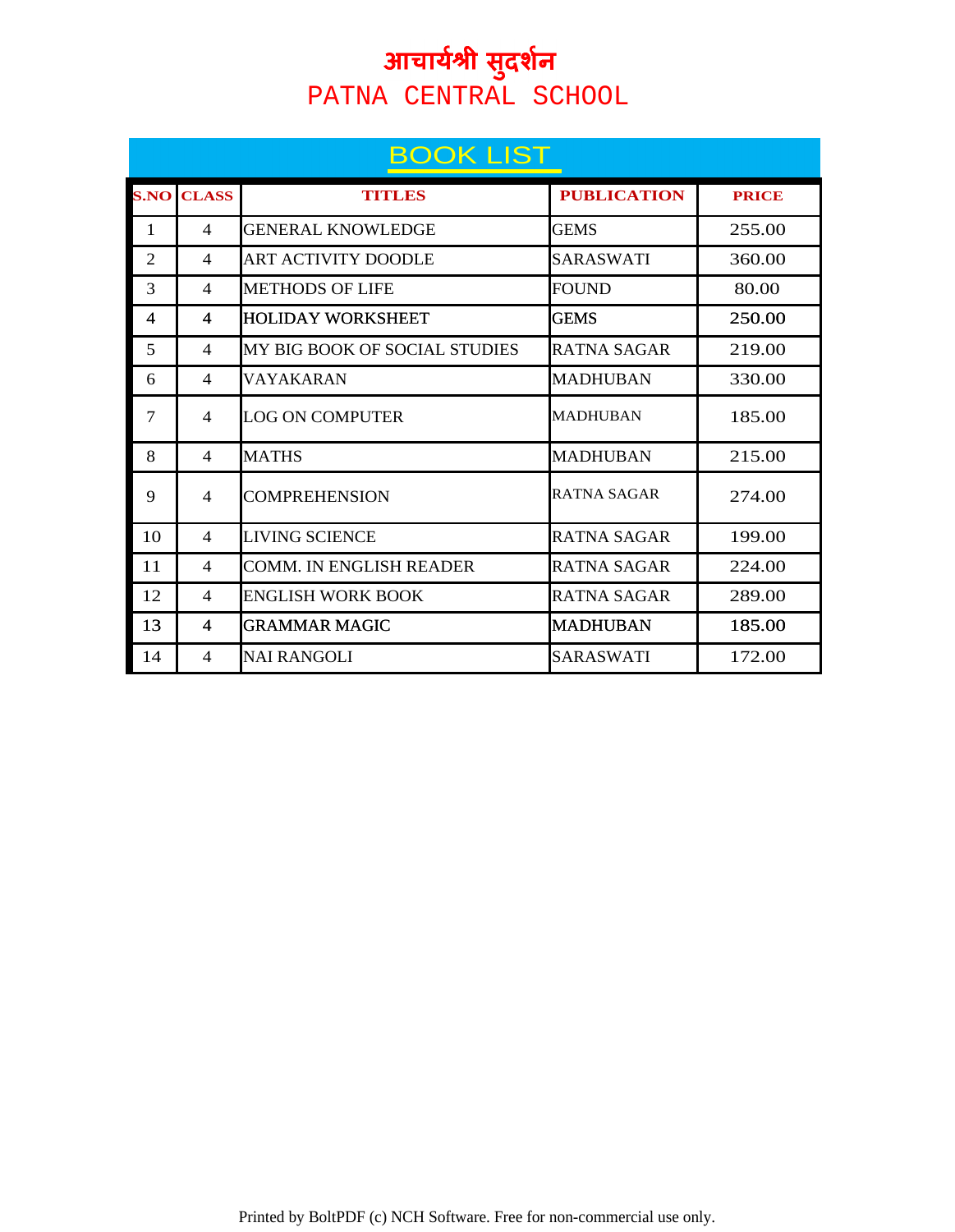# आचार्यश्री सुदर्शन

# PATNA CENTRAL SCHOOL

## BOOK LIST

| S.NO | CLASS | TITLES | PUBLICATION | PRICE |
|---|---|---|---|---|
| 1 | 4 | GENERAL KNOWLEDGE | GEMS | 255.00 |
| 2 | 4 | ART ACTIVITY DOODLE | SARASWATI | 360.00 |
| 3 | 4 | METHODS OF LIFE | FOUND | 80.00 |
| 4 | 4 | HOLIDAY WORKSHEET | GEMS | 250.00 |
| 5 | 4 | MY BIG BOOK OF SOCIAL STUDIES | RATNA SAGAR | 219.00 |
| 6 | 4 | VAYAKARAN | MADHUBAN | 330.00 |
| 7 | 4 | LOG ON COMPUTER | MADHUBAN | 185.00 |
| 8 | 4 | MATHS | MADHUBAN | 215.00 |
| 9 | 4 | COMPREHENSION | RATNA SAGAR | 274.00 |
| 10 | 4 | LIVING SCIENCE | RATNA SAGAR | 199.00 |
| 11 | 4 | COMM. IN ENGLISH READER | RATNA SAGAR | 224.00 |
| 12 | 4 | ENGLISH WORK BOOK | RATNA SAGAR | 289.00 |
| 13 | 4 | GRAMMAR MAGIC | MADHUBAN | 185.00 |
| 14 | 4 | NAI RANGOLI | SARASWATI | 172.00 |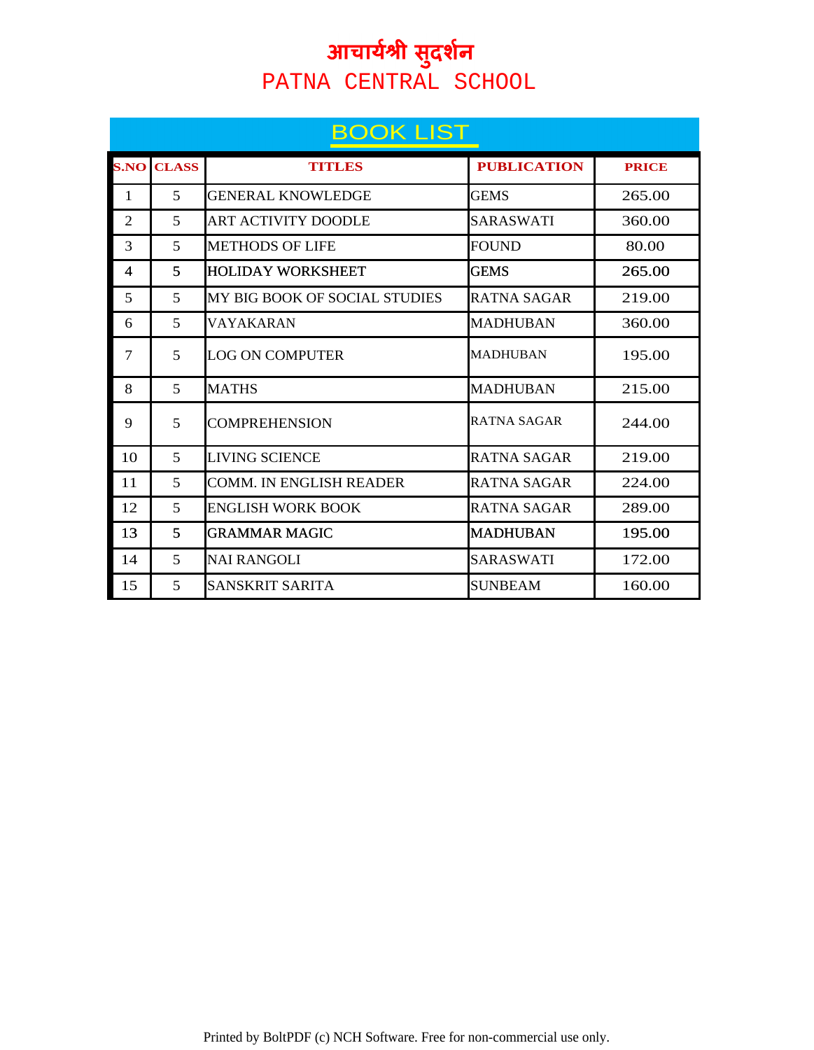# आचार्यश्री सुदर्शन
# PATNA CENTRAL SCHOOL

## BOOK LIST

| S.NO | CLASS | TITLES | PUBLICATION | PRICE |
|---|---|---|---|---|
| 1 | 5 | GENERAL KNOWLEDGE | GEMS | 265.00 |
| 2 | 5 | ART ACTIVITY DOODLE | SARASWATI | 360.00 |
| 3 | 5 | METHODS OF LIFE | FOUND | 80.00 |
| 4 | 5 | HOLIDAY WORKSHEET | GEMS | 265.00 |
| 5 | 5 | MY BIG BOOK OF SOCIAL STUDIES | RATNA SAGAR | 219.00 |
| 6 | 5 | VAYAKARAN | MADHUBAN | 360.00 |
| 7 | 5 | LOG ON COMPUTER | MADHUBAN | 195.00 |
| 8 | 5 | MATHS | MADHUBAN | 215.00 |
| 9 | 5 | COMPREHENSION | RATNA SAGAR | 244.00 |
| 10 | 5 | LIVING SCIENCE | RATNA SAGAR | 219.00 |
| 11 | 5 | COMM. IN ENGLISH READER | RATNA SAGAR | 224.00 |
| 12 | 5 | ENGLISH WORK BOOK | RATNA SAGAR | 289.00 |
| 13 | 5 | GRAMMAR MAGIC | MADHUBAN | 195.00 |
| 14 | 5 | NAI RANGOLI | SARASWATI | 172.00 |
| 15 | 5 | SANSKRIT SARITA | SUNBEAM | 160.00 |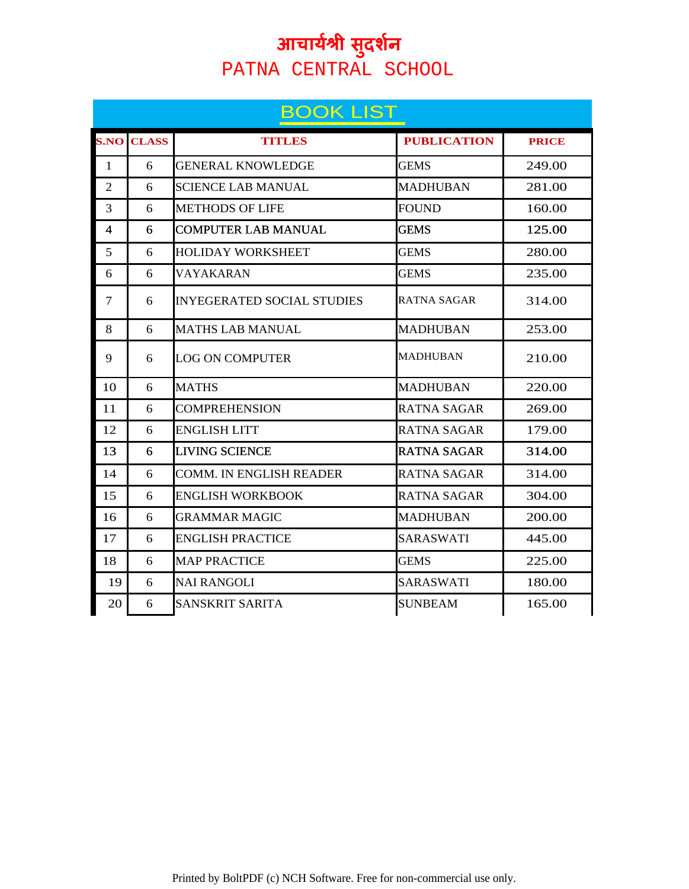# आचार्यश्री सुदर्शन
# PATNA CENTRAL SCHOOL

## BOOK LIST

| S.NO | CLASS | TITLES | PUBLICATION | PRICE |
|---|---|---|---|---|
| 1 | 6 | GENERAL KNOWLEDGE | GEMS | 249.00 |
| 2 | 6 | SCIENCE LAB MANUAL | MADHUBAN | 281.00 |
| 3 | 6 | METHODS OF LIFE | FOUND | 160.00 |
| 4 | 6 | COMPUTER LAB MANUAL | GEMS | 125.00 |
| 5 | 6 | HOLIDAY WORKSHEET | GEMS | 280.00 |
| 6 | 6 | VAYAKARAN | GEMS | 235.00 |
| 7 | 6 | INYEGERATED SOCIAL STUDIES | RATNA SAGAR | 314.00 |
| 8 | 6 | MATHS LAB MANUAL | MADHUBAN | 253.00 |
| 9 | 6 | LOG ON COMPUTER | MADHUBAN | 210.00 |
| 10 | 6 | MATHS | MADHUBAN | 220.00 |
| 11 | 6 | COMPREHENSION | RATNA SAGAR | 269.00 |
| 12 | 6 | ENGLISH LITT | RATNA SAGAR | 179.00 |
| 13 | 6 | LIVING SCIENCE | RATNA SAGAR | 314.00 |
| 14 | 6 | COMM. IN ENGLISH READER | RATNA SAGAR | 314.00 |
| 15 | 6 | ENGLISH WORKBOOK | RATNA SAGAR | 304.00 |
| 16 | 6 | GRAMMAR MAGIC | MADHUBAN | 200.00 |
| 17 | 6 | ENGLISH PRACTICE | SARASWATI | 445.00 |
| 18 | 6 | MAP PRACTICE | GEMS | 225.00 |
| 19 | 6 | NAI RANGOLI | SARASWATI | 180.00 |
| 20 | 6 | SANSKRIT SARITA | SUNBEAM | 165.00 |

Printed by BoltPDF (c) NCH Software. Free for non-commercial use only.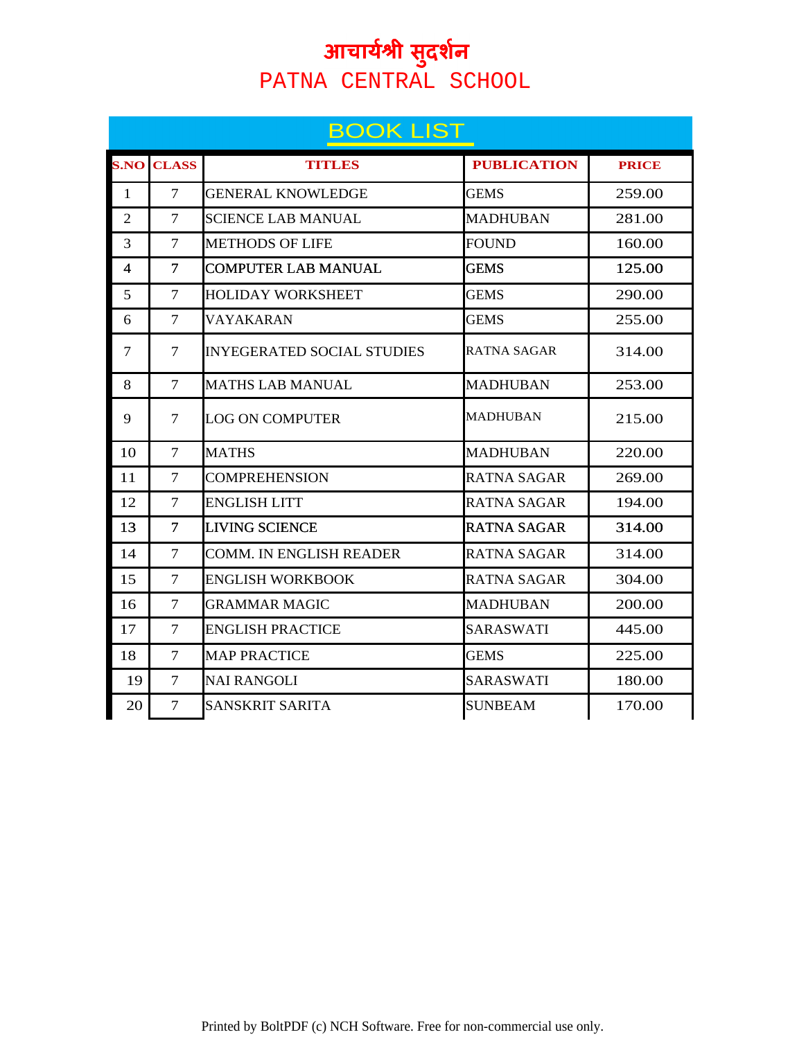# आचार्यश्री सुदर्शन
# PATNA CENTRAL SCHOOL

## BOOK LIST

| S.NO | CLASS | TITLES | PUBLICATION | PRICE |
|---|---|---|---|---|
| 1 | 7 | GENERAL KNOWLEDGE | GEMS | 259.00 |
| 2 | 7 | SCIENCE LAB MANUAL | MADHUBAN | 281.00 |
| 3 | 7 | METHODS OF LIFE | FOUND | 160.00 |
| 4 | 7 | COMPUTER LAB MANUAL | GEMS | 125.00 |
| 5 | 7 | HOLIDAY WORKSHEET | GEMS | 290.00 |
| 6 | 7 | VAYAKARAN | GEMS | 255.00 |
| 7 | 7 | INYEGERATED SOCIAL STUDIES | RATNA SAGAR | 314.00 |
| 8 | 7 | MATHS LAB MANUAL | MADHUBAN | 253.00 |
| 9 | 7 | LOG ON COMPUTER | MADHUBAN | 215.00 |
| 10 | 7 | MATHS | MADHUBAN | 220.00 |
| 11 | 7 | COMPREHENSION | RATNA SAGAR | 269.00 |
| 12 | 7 | ENGLISH LITT | RATNA SAGAR | 194.00 |
| 13 | 7 | LIVING SCIENCE | RATNA SAGAR | 314.00 |
| 14 | 7 | COMM. IN ENGLISH READER | RATNA SAGAR | 314.00 |
| 15 | 7 | ENGLISH WORKBOOK | RATNA SAGAR | 304.00 |
| 16 | 7 | GRAMMAR MAGIC | MADHUBAN | 200.00 |
| 17 | 7 | ENGLISH PRACTICE | SARASWATI | 445.00 |
| 18 | 7 | MAP PRACTICE | GEMS | 225.00 |
| 19 | 7 | NAI RANGOLI | SARASWATI | 180.00 |
| 20 | 7 | SANSKRIT SARITA | SUNBEAM | 170.00 |

Printed by BoltPDF (c) NCH Software. Free for non-commercial use only.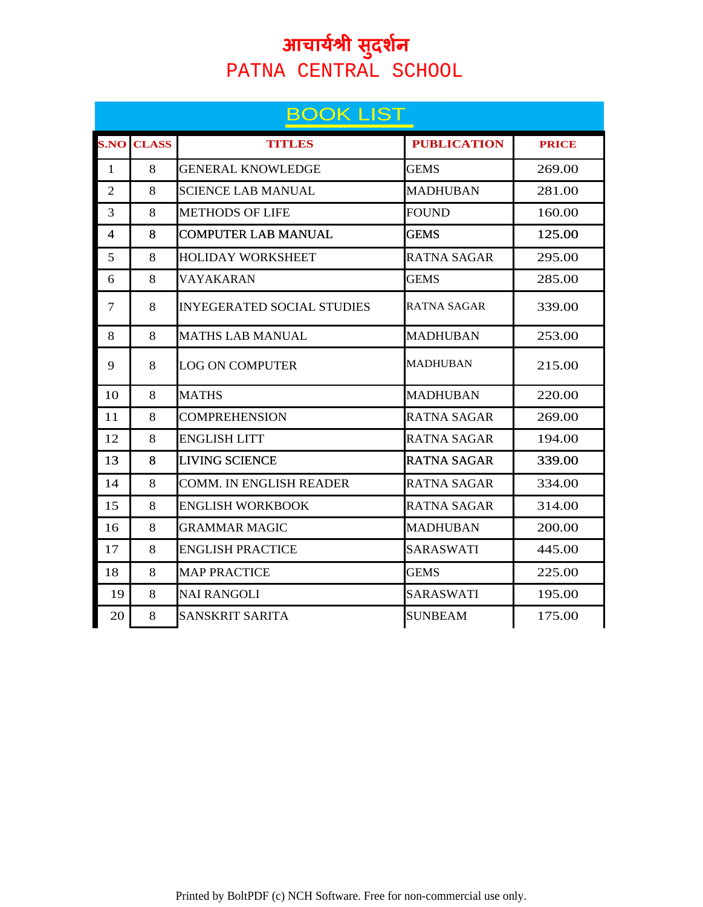# आचार्यश्री सुदर्शन
# PATNA CENTRAL SCHOOL

## BOOK LIST

| S.NO | CLASS | TITLES | PUBLICATION | PRICE |
|---|---|---|---|---|
| 1 | 8 | GENERAL KNOWLEDGE | GEMS | 269.00 |
| 2 | 8 | SCIENCE LAB MANUAL | MADHUBAN | 281.00 |
| 3 | 8 | METHODS OF LIFE | FOUND | 160.00 |
| 4 | 8 | COMPUTER LAB MANUAL | GEMS | 125.00 |
| 5 | 8 | HOLIDAY WORKSHEET | RATNA SAGAR | 295.00 |
| 6 | 8 | VAYAKARAN | GEMS | 285.00 |
| 7 | 8 | INYEGERATED SOCIAL STUDIES | RATNA SAGAR | 339.00 |
| 8 | 8 | MATHS LAB MANUAL | MADHUBAN | 253.00 |
| 9 | 8 | LOG ON COMPUTER | MADHUBAN | 215.00 |
| 10 | 8 | MATHS | MADHUBAN | 220.00 |
| 11 | 8 | COMPREHENSION | RATNA SAGAR | 269.00 |
| 12 | 8 | ENGLISH LITT | RATNA SAGAR | 194.00 |
| 13 | 8 | LIVING SCIENCE | RATNA SAGAR | 339.00 |
| 14 | 8 | COMM. IN ENGLISH READER | RATNA SAGAR | 334.00 |
| 15 | 8 | ENGLISH WORKBOOK | RATNA SAGAR | 314.00 |
| 16 | 8 | GRAMMAR MAGIC | MADHUBAN | 200.00 |
| 17 | 8 | ENGLISH PRACTICE | SARASWATI | 445.00 |
| 18 | 8 | MAP PRACTICE | GEMS | 225.00 |
| 19 | 8 | NAI RANGOLI | SARASWATI | 195.00 |
| 20 | 8 | SANSKRIT SARITA | SUNBEAM | 175.00 |

Printed by BoltPDF (c) NCH Software. Free for non-commercial use only.